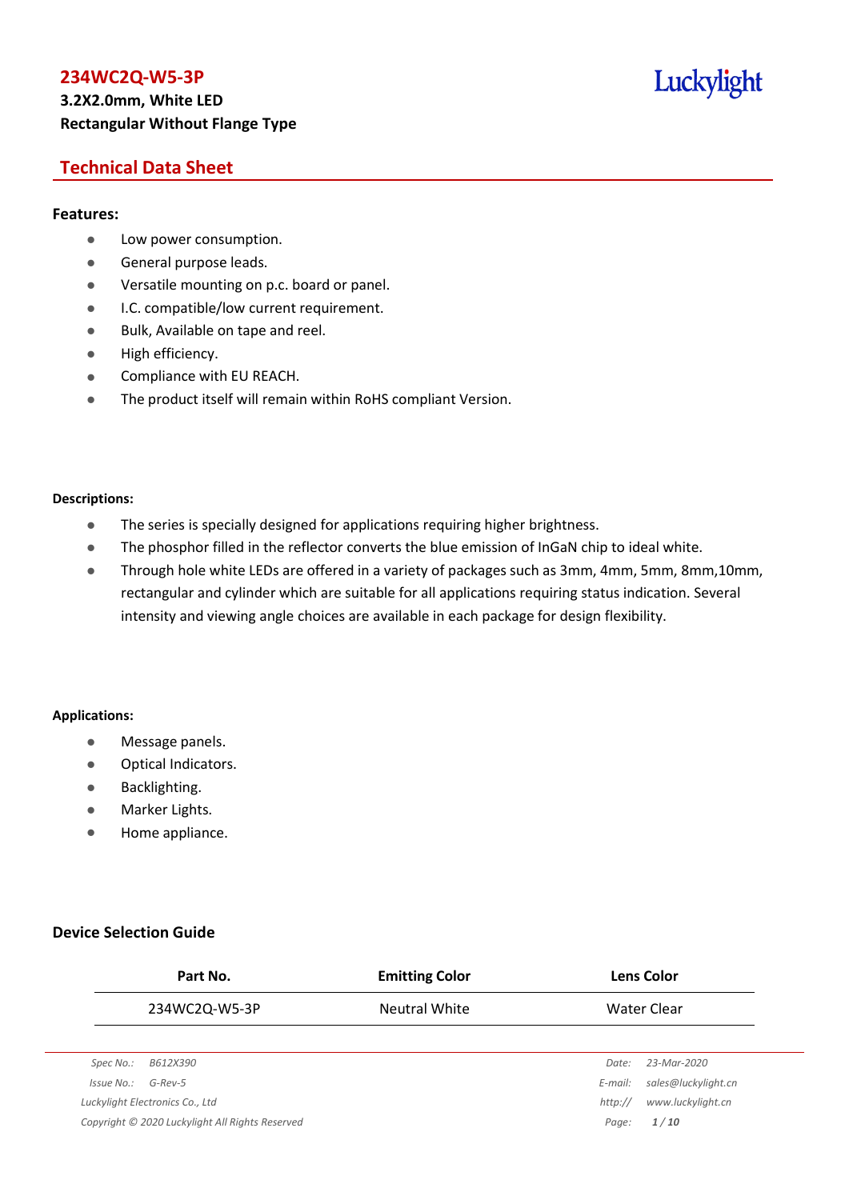# 234WC2Q-W5-3P

**3.2X2.0mm, White LED**

**Rectangular Without Flange Type**

Luckylight

## Technical Data Sheet

### Features:

- Low power consumption.
- General purpose leads.
- Versatile mounting on p.c. board or panel.
- I.C. compatible/low current requirement.
- Bulk, Available on tape and reel.
- High efficiency.
- Compliance with EU REACH.
- The product itself will remain within RoHS compliant Version.

### Descriptions:

- The series is specially designed for applications requiring higher brightness.
- The phosphor filled in the reflector converts the blue emission of InGaN chip to ideal white.
- Through hole white LEDs are offered in a variety of packages such as 3mm, 4mm, 5mm, 8mm,10mm, rectangular and cylinder which are suitable for all applications requiring status indication. Several intensity and viewing angle choices are available in each package for design flexibility.

### Applications:

- Message panels.
- Optical Indicators.
- Backlighting.
- Marker Lights.
- Home appliance.

### Device Selection Guide

| Part No. | Emitting Color | Lens Color |
|---|---|---|
| 234WC2Q-W5-3P | Neutral White | Water Clear |

Spec No.: B612X390
Issue No.: G-Rev-5
Luckylight Electronics Co., Ltd
Copyright © 2020 Luckylight All Rights Reserved

Date: 23-Mar-2020
E-mail: sales@luckylight.cn
http:// www.luckylight.cn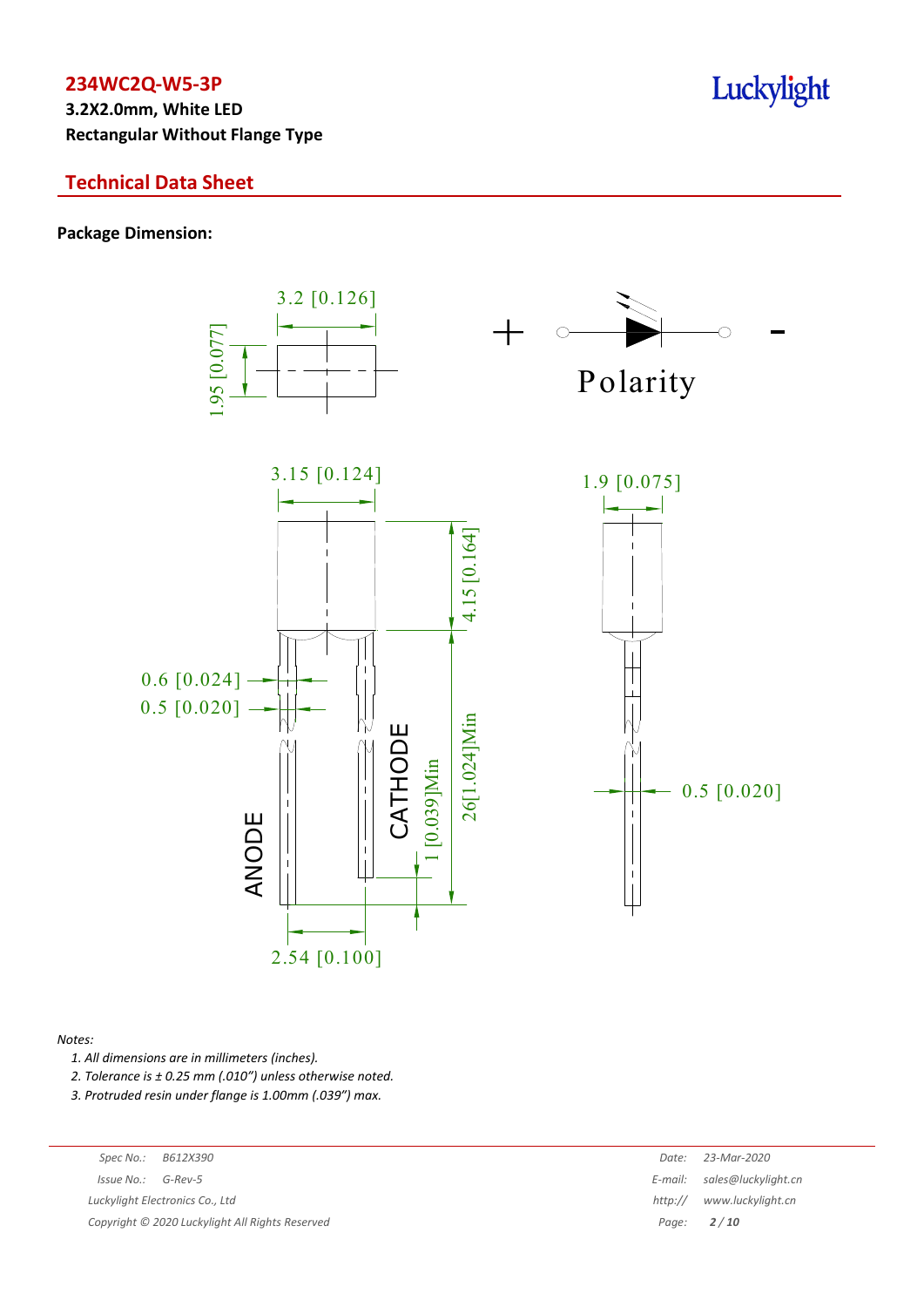# 234WC2Q-W5-3P

**3.2X2.0mm, White LED**
**Rectangular Without Flange Type**

## Technical Data Sheet

**Package Dimension:**

3.2 [0.126]

1.95 [0.077]

Polarity

3.15 [0.124]

1.9 [0.075]

4.15 [0.164]

0.6 [0.024]

0.5 [0.020]

CATHODE

ANODE

1 [0.039]Min

26[1.024]Min

0.5 [0.020]

2.54 [0.100]

*Notes:*

1. *All dimensions are in millimeters (inches).*
2. *Tolerance is ± 0.25 mm (.010") unless otherwise noted.*
3. *Protruded resin under flange is 1.00mm (.039") max.*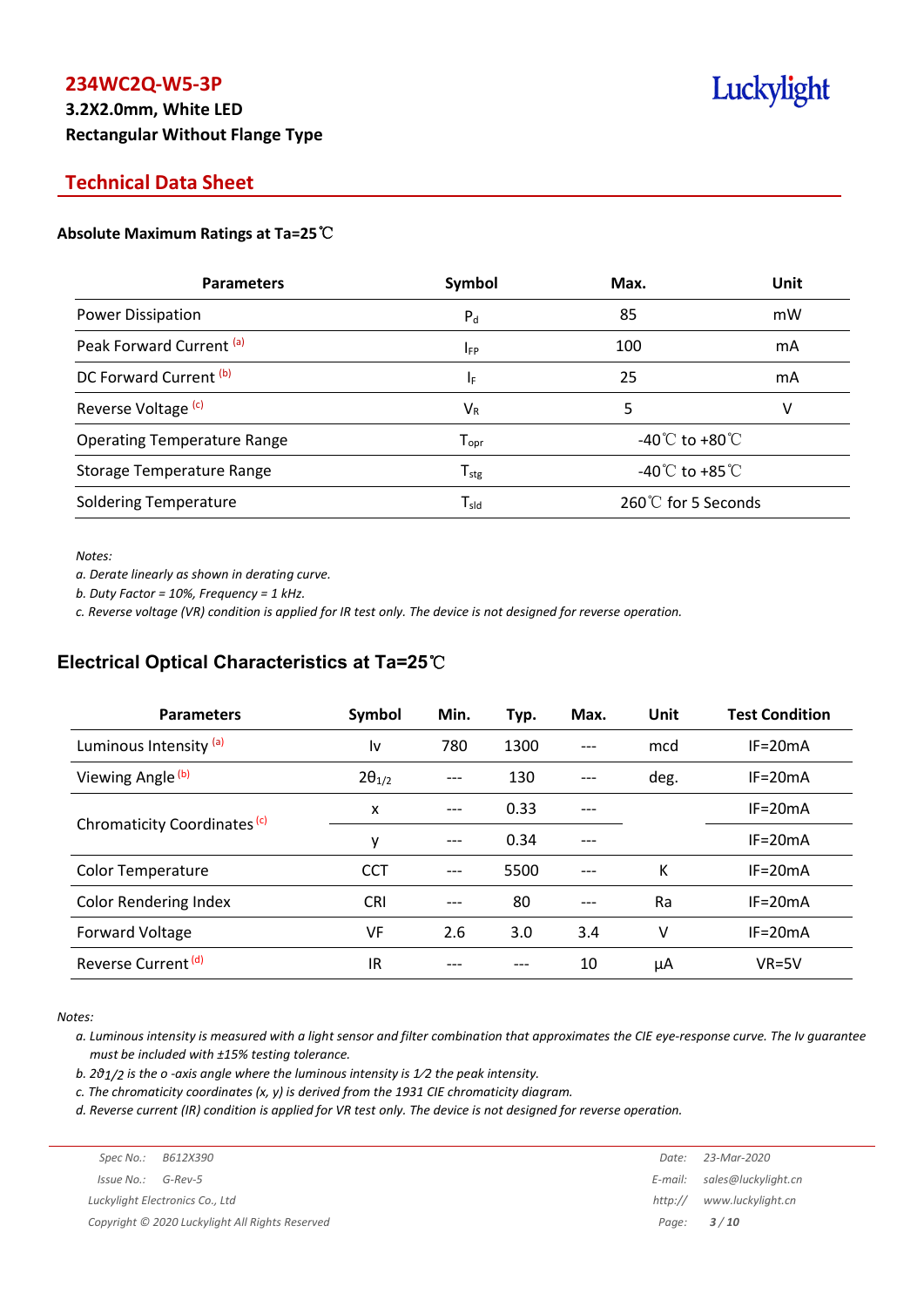# 234WC2Q-W5-3P

**3.2X2.0mm, White LED**

**Rectangular Without Flange Type**

## Technical Data Sheet

**Absolute Maximum Ratings at Ta=25℃**

| Parameters | Symbol | Max. | Unit |
|---|---|---|---|
| Power Dissipation | $P_d$ | 85 | mW |
| Peak Forward Current [(a)] | $I_{FP}$ | 100 | mA |
| DC Forward Current [(b)] | $I_F$ | 25 | mA |
| Reverse Voltage [(c)] | $V_R$ | 5 | V |
| Operating Temperature Range | $T_{opr}$ | -40℃ to +80℃ | |
| Storage Temperature Range | $T_{stg}$ | -40℃ to +85℃ | |
| Soldering Temperature | $T_{sld}$ | 260℃ for 5 Seconds | |

*Notes:*

*a. Derate linearly as shown in derating curve.*

*b. Duty Factor = 10%, Frequency = 1 kHz.*

*c. Reverse voltage (VR) condition is applied for IR test only. The device is not designed for reverse operation.*

## Electrical Optical Characteristics at Ta=25℃

| Parameters | Symbol | Min. | Typ. | Max. | Unit | Test Condition |
|---|---|---|---|---|---|---|
| Luminous Intensity [(a)] | Iv | 780 | 1300 | --- | mcd | IF=20mA |
| Viewing Angle [(b)] | $2\theta_{1/2}$ | --- | 130 | --- | deg. | IF=20mA |
| Chromaticity Coordinates [(c)] | x | --- | 0.33 | --- | | IF=20mA |
| | y | --- | 0.34 | --- | | IF=20mA |
| Color Temperature | CCT | --- | 5500 | --- | K | IF=20mA |
| Color Rendering Index | CRI | --- | 80 | --- | Ra | IF=20mA |
| Forward Voltage | VF | 2.6 | 3.0 | 3.4 | V | IF=20mA |
| Reverse Current [(d)] | IR | --- | --- | 10 | μA | VR=5V |

*Notes:*

*a. Luminous intensity is measured with a light sensor and filter combination that approximates the CIE eye-response curve. The Iv guarantee must be included with ±15% testing tolerance.*

*b. $2\vartheta_{1/2}$ is the o -axis angle where the luminous intensity is 1⁄2 the peak intensity.*

*c. The chromaticity coordinates (x, y) is derived from the 1931 CIE chromaticity diagram.*

*d. Reverse current (IR) condition is applied for VR test only. The device is not designed for reverse operation.*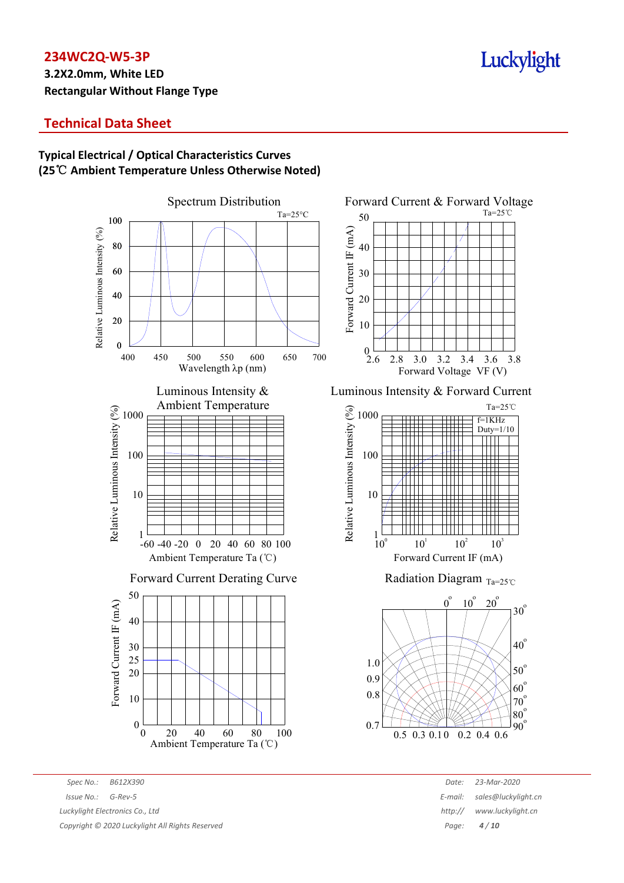## Typical Electrical / Optical Characteristics Curves

**(25℃ Ambient Temperature Unless Otherwise Noted)**

Spectrum Distribution

Ta=25°C

Relative Luminous Intensity (%)

Wavelength λp (nm)

Forward Current & Forward Voltage

Ta=25℃

Forward Current IF (mA)

Forward Voltage VF (V)

Luminous Intensity & Ambient Temperature

Relative Luminous Intensity (%)

Ambient Temperature Ta (℃)

Luminous Intensity & Forward Current

Ta=25℃

f=1KHz
Duty=1/10

Relative Luminous Intensity (%)

Forward Current IF (mA)

Forward Current Derating Curve

Forward Current IF (mA)

Ambient Temperature Ta (℃)

Radiation Diagram Ta=25℃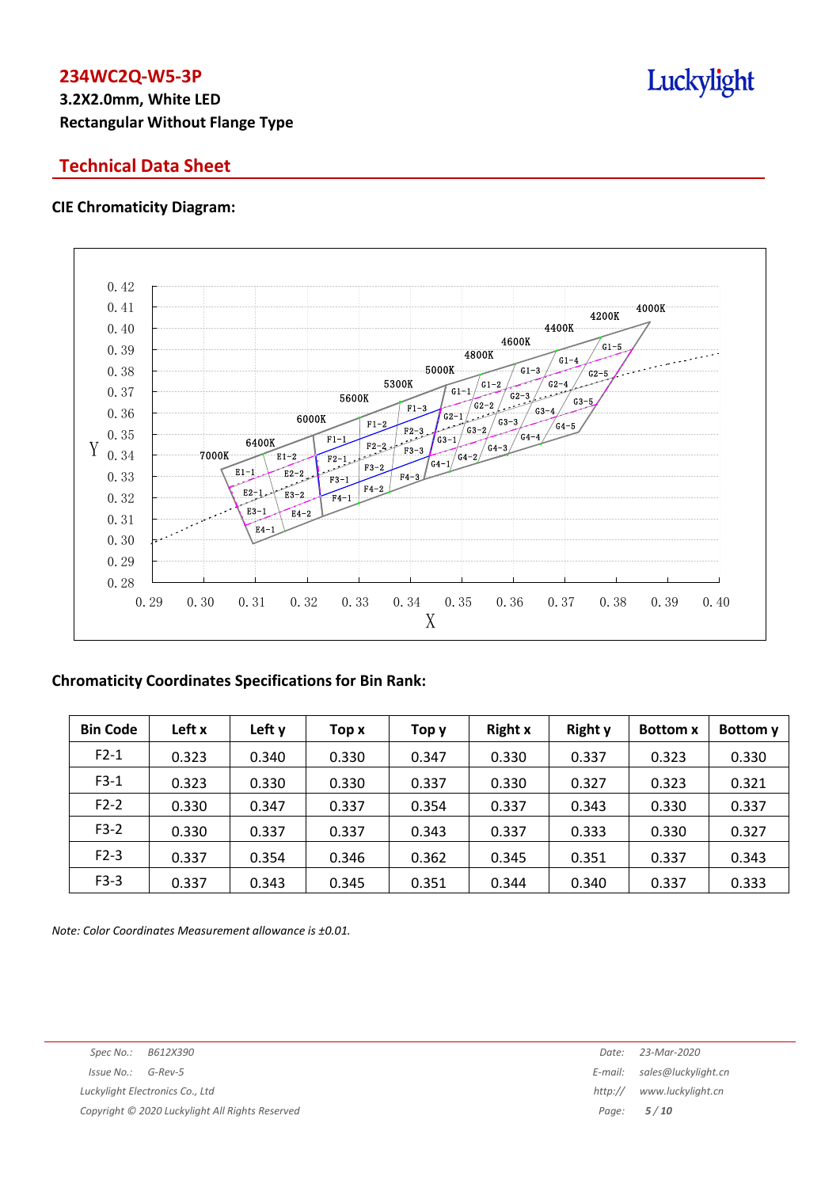## 234WC2Q-W5-3P

**3.2X2.0mm, White LED**

**Rectangular Without Flange Type**

## Technical Data Sheet

### CIE Chromaticity Diagram:

### Chromaticity Coordinates Specifications for Bin Rank:

| Bin Code | Left x | Left y | Top x | Top y | Right x | Right y | Bottom x | Bottom y |
|---|---|---|---|---|---|---|---|---|
| F2-1 | 0.323 | 0.340 | 0.330 | 0.347 | 0.330 | 0.337 | 0.323 | 0.330 |
| F3-1 | 0.323 | 0.330 | 0.330 | 0.337 | 0.330 | 0.327 | 0.323 | 0.321 |
| F2-2 | 0.330 | 0.347 | 0.337 | 0.354 | 0.337 | 0.343 | 0.330 | 0.337 |
| F3-2 | 0.330 | 0.337 | 0.337 | 0.343 | 0.337 | 0.333 | 0.330 | 0.327 |
| F2-3 | 0.337 | 0.354 | 0.346 | 0.362 | 0.345 | 0.351 | 0.337 | 0.343 |
| F3-3 | 0.337 | 0.343 | 0.345 | 0.351 | 0.344 | 0.340 | 0.337 | 0.333 |

*Note: Color Coordinates Measurement allowance is ±0.01.*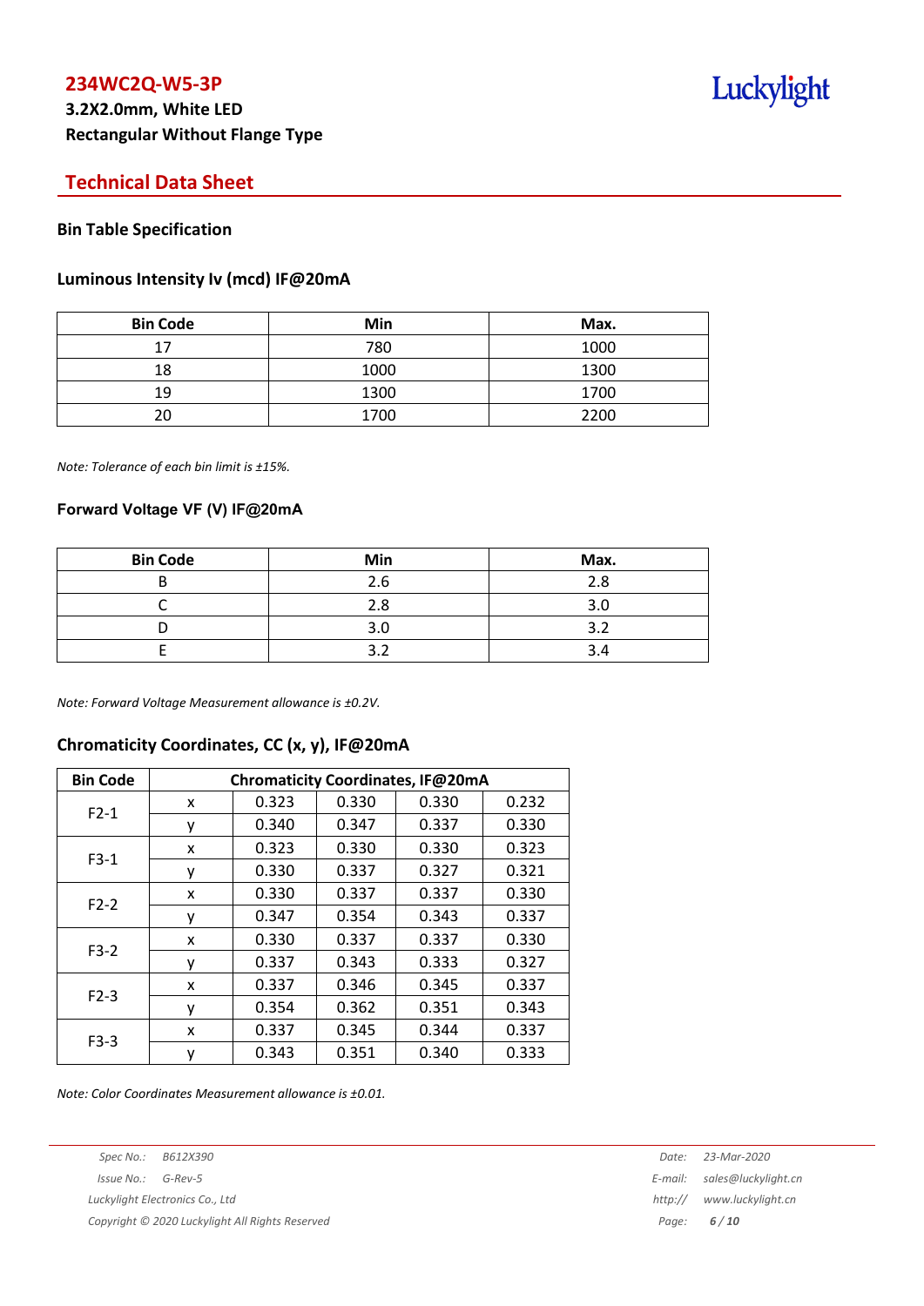## 234WC2Q-W5-3P

**3.2X2.0mm, White LED**
**Rectangular Without Flange Type**

## Technical Data Sheet

### Bin Table Specification

### Luminous Intensity Iv (mcd) IF@20mA

| Bin Code | Min | Max. |
|---|---|---|
| 17 | 780 | 1000 |
| 18 | 1000 | 1300 |
| 19 | 1300 | 1700 |
| 20 | 1700 | 2200 |

*Note: Tolerance of each bin limit is ±15%.*

### Forward Voltage VF (V) IF@20mA

| Bin Code | Min | Max. |
|---|---|---|
| B | 2.6 | 2.8 |
| C | 2.8 | 3.0 |
| D | 3.0 | 3.2 |
| E | 3.2 | 3.4 |

*Note: Forward Voltage Measurement allowance is ±0.2V.*

### Chromaticity Coordinates, CC (x, y), IF@20mA

| Bin Code | Chromaticity Coordinates, IF@20mA | | | | |
|---|---|---|---|---|---|
| F2-1 | x | 0.323 | 0.330 | 0.330 | 0.232 |
| | y | 0.340 | 0.347 | 0.337 | 0.330 |
| F3-1 | x | 0.323 | 0.330 | 0.330 | 0.323 |
| | y | 0.330 | 0.337 | 0.327 | 0.321 |
| F2-2 | x | 0.330 | 0.337 | 0.337 | 0.330 |
| | y | 0.347 | 0.354 | 0.343 | 0.337 |
| F3-2 | x | 0.330 | 0.337 | 0.337 | 0.330 |
| | y | 0.337 | 0.343 | 0.333 | 0.327 |
| F2-3 | x | 0.337 | 0.346 | 0.345 | 0.337 |
| | y | 0.354 | 0.362 | 0.351 | 0.343 |
| F3-3 | x | 0.337 | 0.345 | 0.344 | 0.337 |
| | y | 0.343 | 0.351 | 0.340 | 0.333 |

*Note: Color Coordinates Measurement allowance is ±0.01.*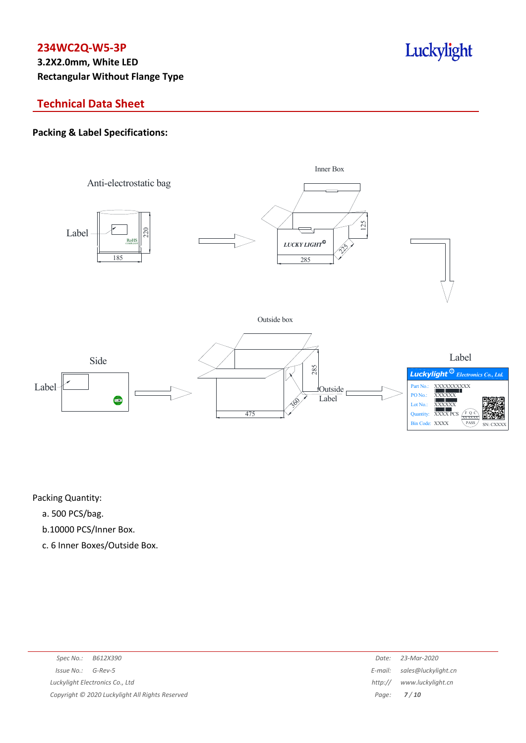234WC2Q-W5-3P

3.2X2.0mm, White LED

Rectangular Without Flange Type

## Technical Data Sheet

### Packing & Label Specifications:

Anti-electrostatic bag

Label

Inner Box

Outside box

Side

Label

Outside Label

Label

Packing Quantity:

a. 500 PCS/bag.

b.10000 PCS/Inner Box.

c. 6 Inner Boxes/Outside Box.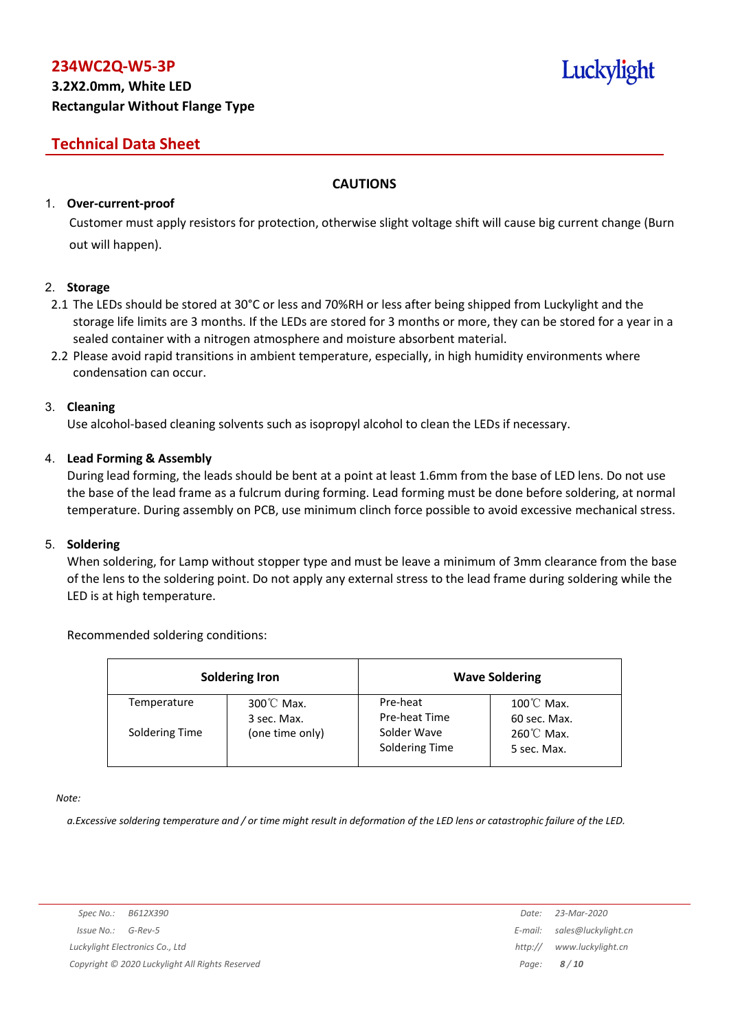## CAUTIONS

1. **Over-current-proof**

   Customer must apply resistors for protection, otherwise slight voltage shift will cause big current change (Burn out will happen).

2. **Storage**

   2.1 The LEDs should be stored at 30°C or less and 70%RH or less after being shipped from Luckylight and the storage life limits are 3 months. If the LEDs are stored for 3 months or more, they can be stored for a year in a sealed container with a nitrogen atmosphere and moisture absorbent material.

   2.2 Please avoid rapid transitions in ambient temperature, especially, in high humidity environments where condensation can occur.

3. **Cleaning**

   Use alcohol-based cleaning solvents such as isopropyl alcohol to clean the LEDs if necessary.

4. **Lead Forming & Assembly**

   During lead forming, the leads should be bent at a point at least 1.6mm from the base of LED lens. Do not use the base of the lead frame as a fulcrum during forming. Lead forming must be done before soldering, at normal temperature. During assembly on PCB, use minimum clinch force possible to avoid excessive mechanical stress.

5. **Soldering**

   When soldering, for Lamp without stopper type and must be leave a minimum of 3mm clearance from the base of the lens to the soldering point. Do not apply any external stress to the lead frame during soldering while the LED is at high temperature.

   Recommended soldering conditions:

| Soldering Iron | | Wave Soldering | |
|---|---|---|---|
| Temperature<br>Soldering Time | 300℃ Max.<br>3 sec. Max.<br>(one time only) | Pre-heat<br>Pre-heat Time<br>Solder Wave<br>Soldering Time | 100℃ Max.<br>60 sec. Max.<br>260℃ Max.<br>5 sec. Max. |

*Note:*

*a.Excessive soldering temperature and / or time might result in deformation of the LED lens or catastrophic failure of the LED.*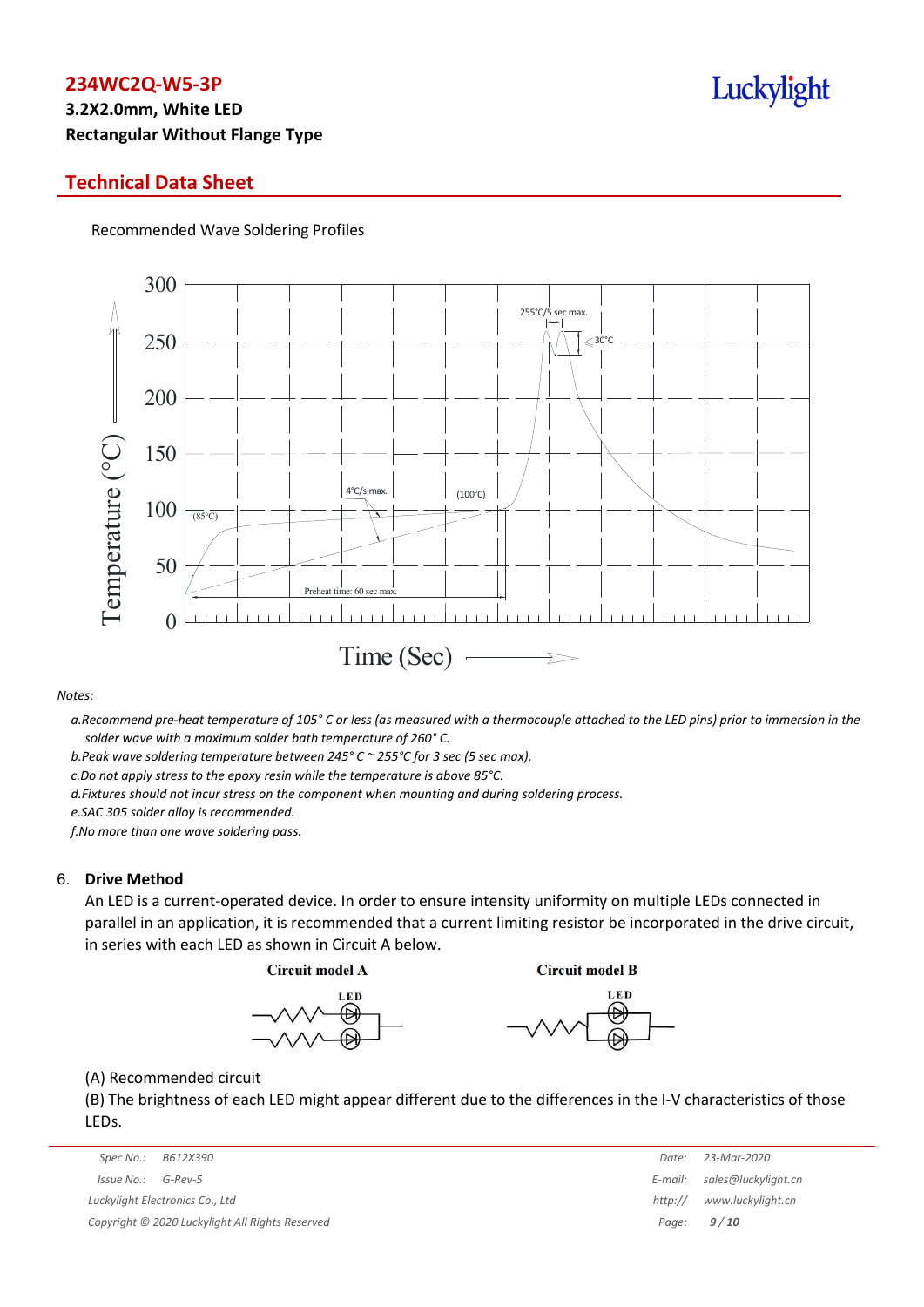Recommended Wave Soldering Profiles

*Notes:*

*a.Recommend pre-heat temperature of 105° C or less (as measured with a thermocouple attached to the LED pins) prior to immersion in the solder wave with a maximum solder bath temperature of 260° C.*

*b.Peak wave soldering temperature between 245° C ~ 255°C for 3 sec (5 sec max).*

*c.Do not apply stress to the epoxy resin while the temperature is above 85°C.*

*d.Fixtures should not incur stress on the component when mounting and during soldering process.*

*e.SAC 305 solder alloy is recommended.*

*f.No more than one wave soldering pass.*

## 6. Drive Method

An LED is a current-operated device. In order to ensure intensity uniformity on multiple LEDs connected in parallel in an application, it is recommended that a current limiting resistor be incorporated in the drive circuit, in series with each LED as shown in Circuit A below.

Circuit model A

Circuit model B

(A) Recommended circuit

(B) The brightness of each LED might appear different due to the differences in the I-V characteristics of those LEDs.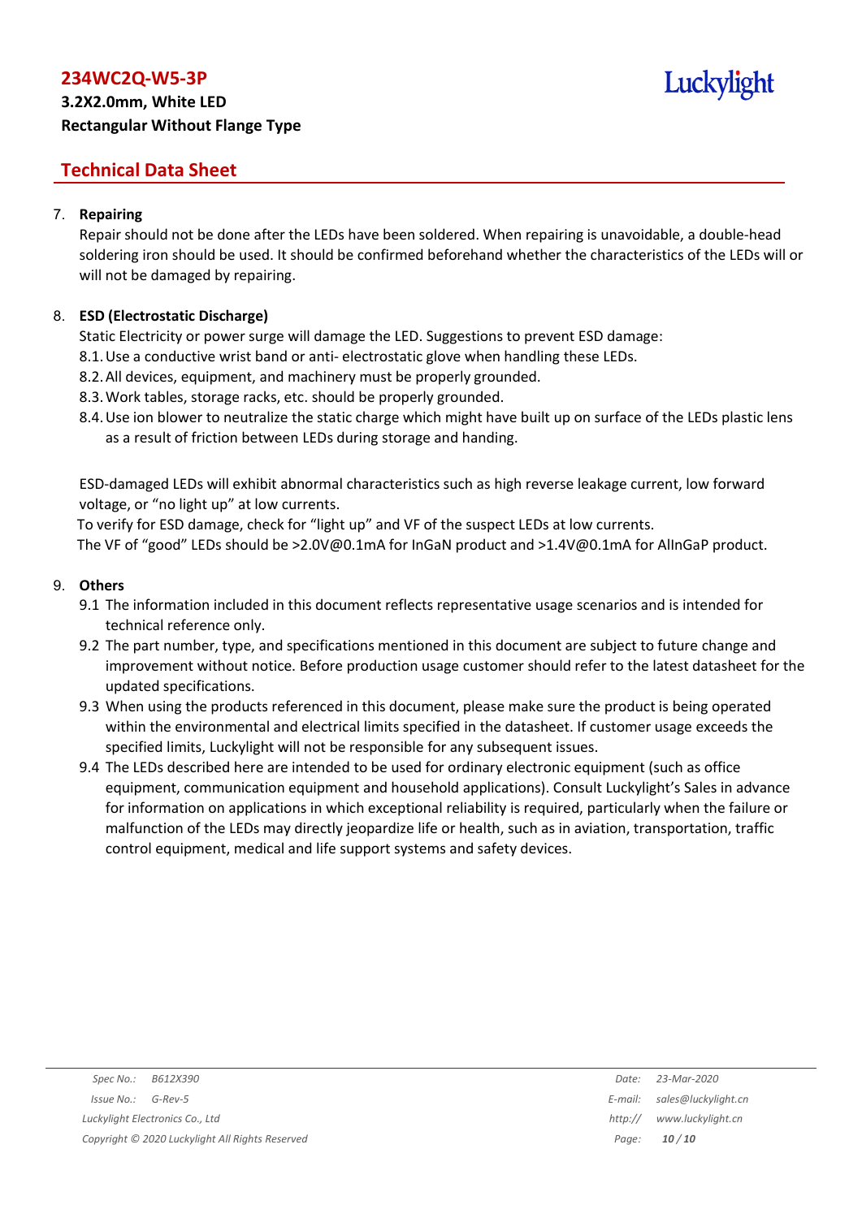7. **Repairing**

   Repair should not be done after the LEDs have been soldered. When repairing is unavoidable, a double-head soldering iron should be used. It should be confirmed beforehand whether the characteristics of the LEDs will or will not be damaged by repairing.

8. **ESD (Electrostatic Discharge)**

   Static Electricity or power surge will damage the LED. Suggestions to prevent ESD damage:

   8.1. Use a conductive wrist band or anti- electrostatic glove when handling these LEDs.

   8.2. All devices, equipment, and machinery must be properly grounded.

   8.3. Work tables, storage racks, etc. should be properly grounded.

   8.4. Use ion blower to neutralize the static charge which might have built up on surface of the LEDs plastic lens as a result of friction between LEDs during storage and handing.

   ESD-damaged LEDs will exhibit abnormal characteristics such as high reverse leakage current, low forward voltage, or "no light up" at low currents.

   To verify for ESD damage, check for "light up" and VF of the suspect LEDs at low currents.

   The VF of "good" LEDs should be >2.0V@0.1mA for InGaN product and >1.4V@0.1mA for AlInGaP product.

9. **Others**

   9.1 The information included in this document reflects representative usage scenarios and is intended for technical reference only.

   9.2 The part number, type, and specifications mentioned in this document are subject to future change and improvement without notice. Before production usage customer should refer to the latest datasheet for the updated specifications.

   9.3 When using the products referenced in this document, please make sure the product is being operated within the environmental and electrical limits specified in the datasheet. If customer usage exceeds the specified limits, Luckylight will not be responsible for any subsequent issues.

   9.4 The LEDs described here are intended to be used for ordinary electronic equipment (such as office equipment, communication equipment and household applications). Consult Luckylight's Sales in advance for information on applications in which exceptional reliability is required, particularly when the failure or malfunction of the LEDs may directly jeopardize life or health, such as in aviation, transportation, traffic control equipment, medical and life support systems and safety devices.